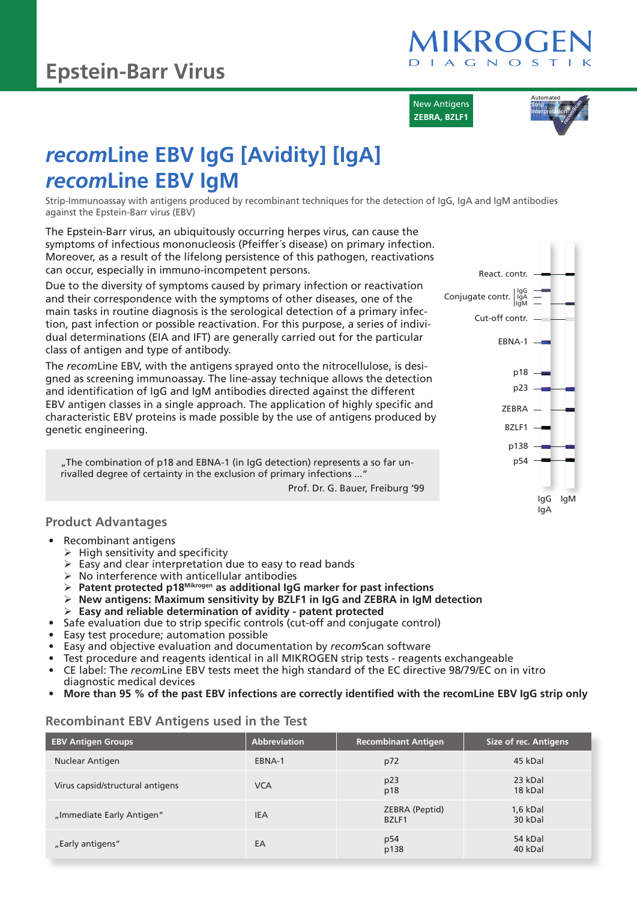# Epstein-Barr Virus

MIKROGEN DIAGNOSTIK

New Antigens **ZEBRA, BZLF1**

Automated Strip Interpretation recomScan

# *recom*Line EBV IgG [Avidity] [IgA]
# *recom*Line EBV IgM

Strip-Immunoassay with antigens produced by recombinant techniques for the detection of IgG, IgA and IgM antibodies against the Epstein-Barr virus (EBV)

The Epstein-Barr virus, an ubiquitously occurring herpes virus, can cause the symptoms of infectious mononucleosis (Pfeiffer´s disease) on primary infection. Moreover, as a result of the lifelong persistence of this pathogen, reactivations can occur, especially in immuno-incompetent persons.

Due to the diversity of symptoms caused by primary infection or reactivation and their correspondence with the symptoms of other diseases, one of the main tasks in routine diagnosis is the serological detection of a primary infection, past infection or possible reactivation. For this purpose, a series of individual determinations (EIA and IFT) are generally carried out for the particular class of antigen and type of antibody.

The *recom*Line EBV, with the antigens sprayed onto the nitrocellulose, is designed as screening immunoassay. The line-assay technique allows the detection and identification of IgG and IgM antibodies directed against the different EBV antigen classes in a single approach. The application of highly specific and characteristic EBV proteins is made possible by the use of antigens produced by genetic engineering.

React. contr.
Conjugate contr. IgG IgA IgM
Cut-off contr.
EBNA-1
p18
p23
ZEBRA
BZLF1
p138
p54
IgG IgA | IgM

> „The combination of p18 and EBNA-1 (in IgG detection) represents a so far unrivalled degree of certainty in the exclusion of primary infections ..."
>
> Prof. Dr. G. Bauer, Freiburg '99

## Product Advantages

- Recombinant antigens
  - High sensitivity and specificity
  - Easy and clear interpretation due to easy to read bands
  - No interference with anticellular antibodies
  - **Patent protected p18[Mikrogen] as additional IgG marker for past infections**
  - **New antigens: Maximum sensitivity by BZLF1 in IgG and ZEBRA in IgM detection**
  - **Easy and reliable determination of avidity - patent protected**
- Safe evaluation due to strip specific controls (cut-off and conjugate control)
- Easy test procedure; automation possible
- Easy and objective evaluation and documentation by *recom*Scan software
- Test procedure and reagents identical in all MIKROGEN strip tests - reagents exchangeable
- CE label: The *recom*Line EBV tests meet the high standard of the EC directive 98/79/EC on in vitro diagnostic medical devices
- **More than 95 % of the past EBV infections are correctly identified with the recomLine EBV IgG strip only**

## Recombinant EBV Antigens used in the Test

| EBV Antigen Groups | Abbreviation | Recombinant Antigen | Size of rec. Antigens |
|---|---|---|---|
| Nuclear Antigen | EBNA-1 | p72 | 45 kDal |
| Virus capsid/structural antigens | VCA | p23<br>p18 | 23 kDal<br>18 kDal |
| „Immediate Early Antigen" | IEA | ZEBRA (Peptid)<br>BZLF1 | 1,6 kDal<br>30 kDal |
| „Early antigens" | EA | p54<br>p138 | 54 kDal<br>40 kDal |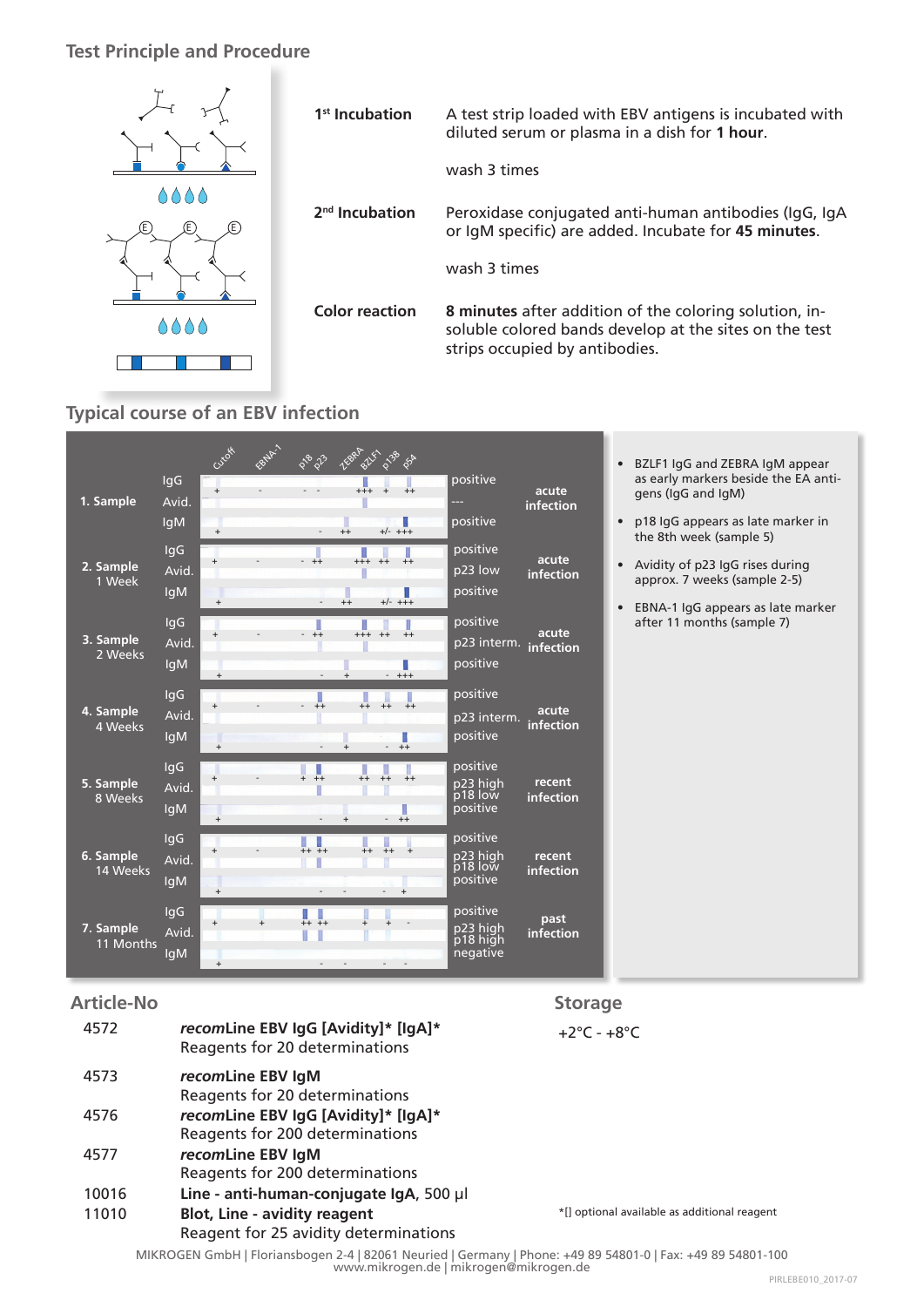## Test Principle and Procedure

| | |
|---|---|
| **1st Incubation** | A test strip loaded with EBV antigens is incubated with diluted serum or plasma in a dish for **1 hour**. |
| | wash 3 times |
| **2nd Incubation** | Peroxidase conjugated anti-human antibodies (IgG, IgA or IgM specific) are added. Incubate for **45 minutes**. |
| | wash 3 times |
| **Color reaction** | **8 minutes** after addition of the coloring solution, insoluble colored bands develop at the sites on the test strips occupied by antibodies. |

## Typical course of an EBV infection

Cutoff EBNA-1 p18 p23 ZEBRA BZLF1 p138 p54

1. Sample — IgG: positive; Avid.: ---; IgM: positive — acute infection
2. Sample, 1 Week — IgG: positive; Avid.: p23 low; IgM: positive — acute infection
3. Sample, 2 Weeks — IgG: positive; Avid.: p23 interm.; IgM: positive — acute infection
4. Sample, 4 Weeks — IgG: positive; Avid.: p23 interm.; IgM: positive — acute infection
5. Sample, 8 Weeks — IgG: positive; Avid.: p23 high, p18 low; IgM: positive — recent infection
6. Sample, 14 Weeks — IgG: positive; Avid.: p23 high, p18 low; IgM: positive — recent infection
7. Sample, 11 Months — IgG: positive; Avid.: p23 high, p18 high; IgM: negative — past infection

- BZLF1 IgG and ZEBRA IgM appear as early markers beside the EA antigens (IgG and IgM)
- p18 IgG appears as late marker in the 8th week (sample 5)
- Avidity of p23 IgG rises during approx. 7 weeks (sample 2-5)
- EBNA-1 IgG appears as late marker after 11 months (sample 7)

## Article-No

| | |
|---|---|
| 4572 | ***recom*Line EBV IgG [Avidity]* [IgA]***<br>Reagents for 20 determinations |
| 4573 | ***recom*Line EBV IgM**<br>Reagents for 20 determinations |
| 4576 | ***recom*Line EBV IgG [Avidity]* [IgA]***<br>Reagents for 200 determinations |
| 4577 | ***recom*Line EBV IgM**<br>Reagents for 200 determinations |
| 10016 | **Line - anti-human-conjugate IgA**, 500 µl |
| 11010 | **Blot, Line - avidity reagent**<br>Reagent for 25 avidity determinations |

## Storage

+2°C - +8°C

*[] optional available as additional reagent

MIKROGEN GmbH | Floriansbogen 2-4 | 82061 Neuried | Germany | Phone: +49 89 54801-0 | Fax: +49 89 54801-100
www.mikrogen.de | mikrogen@mikrogen.de

PIRLEBE010_2017-07